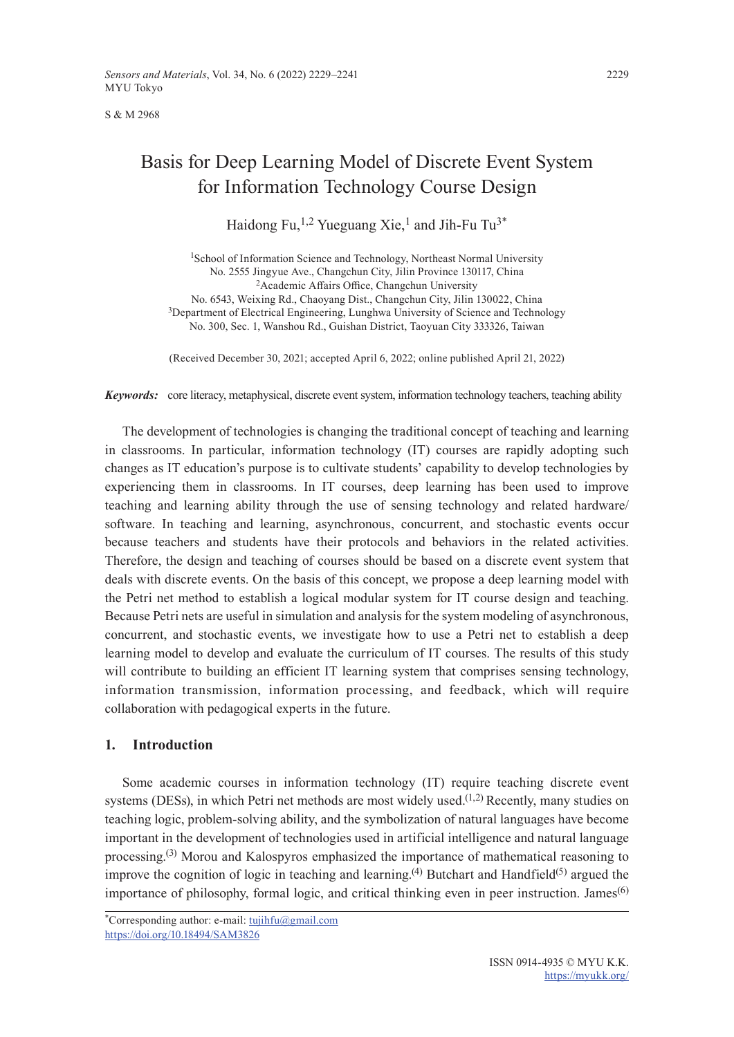S & M 2968

# Basis for Deep Learning Model of Discrete Event System for Information Technology Course Design

Haidong Fu,[1,2] Yueguang Xie,[1] and Jih-Fu Tu[3*]

[1]School of Information Science and Technology, Northeast Normal University
No. 2555 Jingyue Ave., Changchun City, Jilin Province 130117, China
[2]Academic Affairs Office, Changchun University
No. 6543, Weixing Rd., Chaoyang Dist., Changchun City, Jilin 130022, China
[3]Department of Electrical Engineering, Lunghwa University of Science and Technology
No. 300, Sec. 1, Wanshou Rd., Guishan District, Taoyuan City 333326, Taiwan

(Received December 30, 2021; accepted April 6, 2022; online published April 21, 2022)

***Keywords:*** core literacy, metaphysical, discrete event system, information technology teachers, teaching ability

The development of technologies is changing the traditional concept of teaching and learning in classrooms. In particular, information technology (IT) courses are rapidly adopting such changes as IT education's purpose is to cultivate students' capability to develop technologies by experiencing them in classrooms. In IT courses, deep learning has been used to improve teaching and learning ability through the use of sensing technology and related hardware/software. In teaching and learning, asynchronous, concurrent, and stochastic events occur because teachers and students have their protocols and behaviors in the related activities. Therefore, the design and teaching of courses should be based on a discrete event system that deals with discrete events. On the basis of this concept, we propose a deep learning model with the Petri net method to establish a logical modular system for IT course design and teaching. Because Petri nets are useful in simulation and analysis for the system modeling of asynchronous, concurrent, and stochastic events, we investigate how to use a Petri net to establish a deep learning model to develop and evaluate the curriculum of IT courses. The results of this study will contribute to building an efficient IT learning system that comprises sensing technology, information transmission, information processing, and feedback, which will require collaboration with pedagogical experts in the future.

## 1. Introduction

Some academic courses in information technology (IT) require teaching discrete event systems (DESs), in which Petri net methods are most widely used.[1,2] Recently, many studies on teaching logic, problem-solving ability, and the symbolization of natural languages have become important in the development of technologies used in artificial intelligence and natural language processing.[3] Morou and Kalospyros emphasized the importance of mathematical reasoning to improve the cognition of logic in teaching and learning.[4] Butchart and Handfield[5] argued the importance of philosophy, formal logic, and critical thinking even in peer instruction. James[6]

*Corresponding author: e-mail: tujihfu@gmail.com
https://doi.org/10.18494/SAM3826

ISSN 0914-4935 © MYU K.K.
https://myukk.org/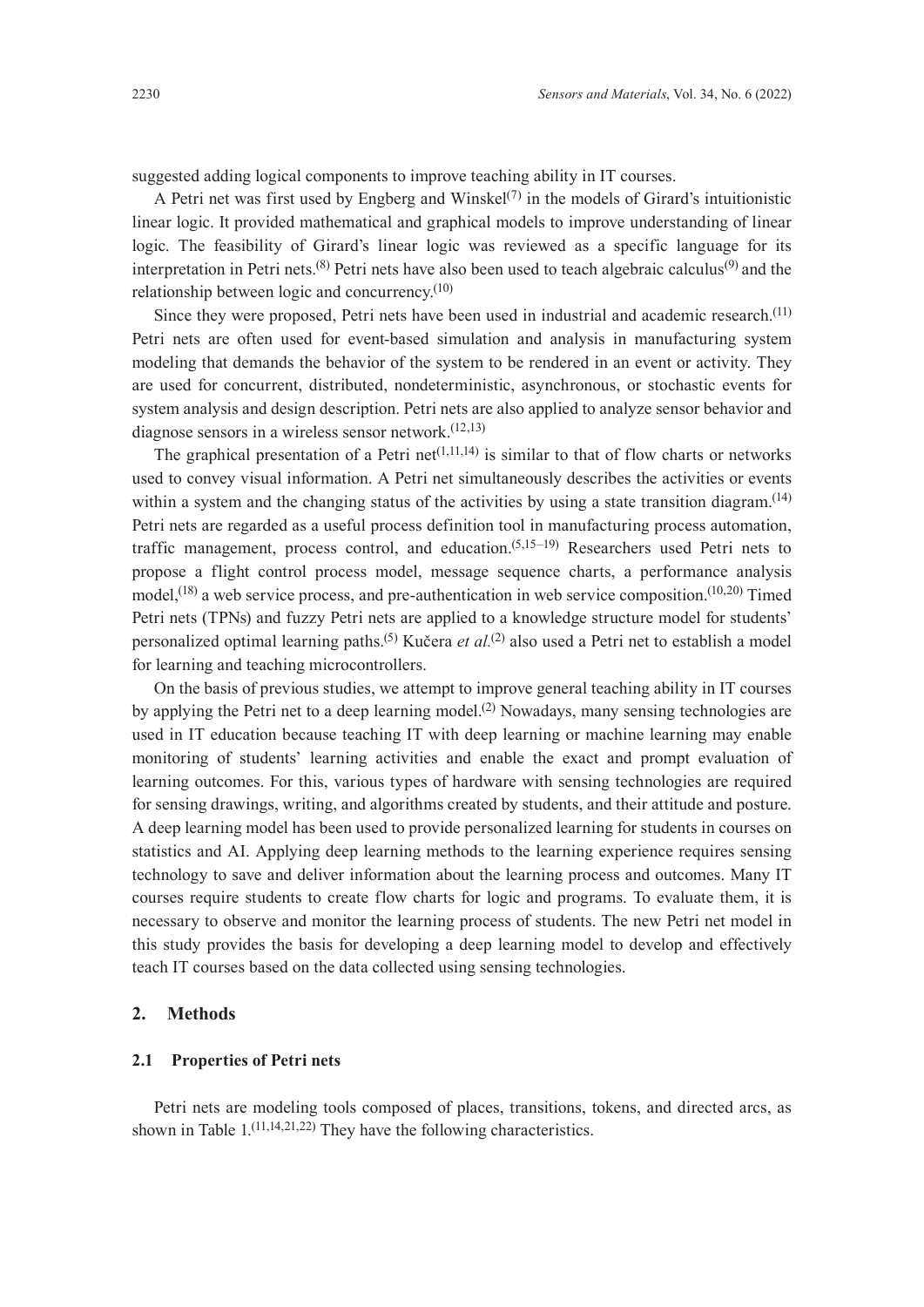suggested adding logical components to improve teaching ability in IT courses.

A Petri net was first used by Engberg and Winskel[7] in the models of Girard's intuitionistic linear logic. It provided mathematical and graphical models to improve understanding of linear logic. The feasibility of Girard's linear logic was reviewed as a specific language for its interpretation in Petri nets.[8] Petri nets have also been used to teach algebraic calculus[9] and the relationship between logic and concurrency.[10]

Since they were proposed, Petri nets have been used in industrial and academic research.[11] Petri nets are often used for event-based simulation and analysis in manufacturing system modeling that demands the behavior of the system to be rendered in an event or activity. They are used for concurrent, distributed, nondeterministic, asynchronous, or stochastic events for system analysis and design description. Petri nets are also applied to analyze sensor behavior and diagnose sensors in a wireless sensor network.[12,13]

The graphical presentation of a Petri net[1,11,14] is similar to that of flow charts or networks used to convey visual information. A Petri net simultaneously describes the activities or events within a system and the changing status of the activities by using a state transition diagram.[14] Petri nets are regarded as a useful process definition tool in manufacturing process automation, traffic management, process control, and education.[5,15–19] Researchers used Petri nets to propose a flight control process model, message sequence charts, a performance analysis model,[18] a web service process, and pre-authentication in web service composition.[10,20] Timed Petri nets (TPNs) and fuzzy Petri nets are applied to a knowledge structure model for students' personalized optimal learning paths.[5] Kučera *et al.*[2] also used a Petri net to establish a model for learning and teaching microcontrollers.

On the basis of previous studies, we attempt to improve general teaching ability in IT courses by applying the Petri net to a deep learning model.[2] Nowadays, many sensing technologies are used in IT education because teaching IT with deep learning or machine learning may enable monitoring of students' learning activities and enable the exact and prompt evaluation of learning outcomes. For this, various types of hardware with sensing technologies are required for sensing drawings, writing, and algorithms created by students, and their attitude and posture. A deep learning model has been used to provide personalized learning for students in courses on statistics and AI. Applying deep learning methods to the learning experience requires sensing technology to save and deliver information about the learning process and outcomes. Many IT courses require students to create flow charts for logic and programs. To evaluate them, it is necessary to observe and monitor the learning process of students. The new Petri net model in this study provides the basis for developing a deep learning model to develop and effectively teach IT courses based on the data collected using sensing technologies.

## 2. Methods

### 2.1 Properties of Petri nets

Petri nets are modeling tools composed of places, transitions, tokens, and directed arcs, as shown in Table 1.[11,14,21,22] They have the following characteristics.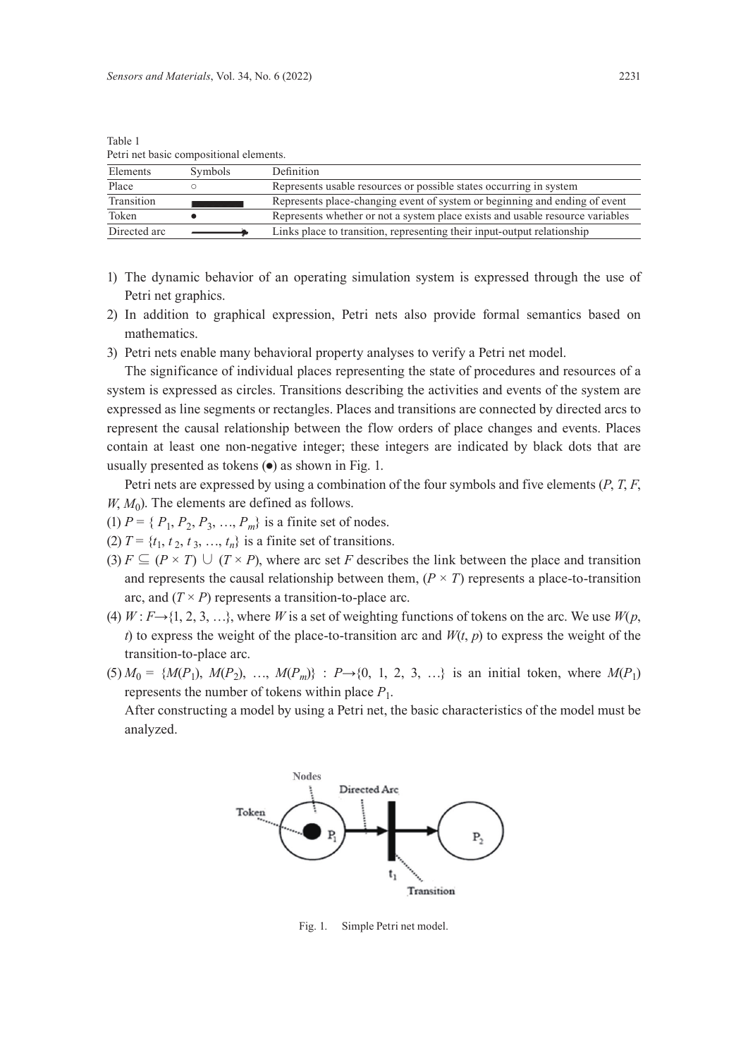Table 1
Petri net basic compositional elements.

| Elements | Symbols | Definition |
|---|---|---|
| Place | ○ | Represents usable resources or possible states occurring in system |
| Transition | ▬ | Represents place-changing event of system or beginning and ending of event |
| Token | ● | Represents whether or not a system place exists and usable resource variables |
| Directed arc | ⟶ | Links place to transition, representing their input-output relationship |

1) The dynamic behavior of an operating simulation system is expressed through the use of Petri net graphics.
2) In addition to graphical expression, Petri nets also provide formal semantics based on mathematics.
3) Petri nets enable many behavioral property analyses to verify a Petri net model.

The significance of individual places representing the state of procedures and resources of a system is expressed as circles. Transitions describing the activities and events of the system are expressed as line segments or rectangles. Places and transitions are connected by directed arcs to represent the causal relationship between the flow orders of place changes and events. Places contain at least one non-negative integer; these integers are indicated by black dots that are usually presented as tokens (●) as shown in Fig. 1.

Petri nets are expressed by using a combination of the four symbols and five elements ($P$, $T$, $F$, $W$, $M_0$). The elements are defined as follows.

(1) $P = \{ P_1, P_2, P_3, \ldots, P_m\}$ is a finite set of nodes.

(2) $T = \{t_1, t_2, t_3, \ldots, t_n\}$ is a finite set of transitions.

(3) $F \subseteq (P \times T) \cup (T \times P)$, where arc set $F$ describes the link between the place and transition and represents the causal relationship between them, $(P \times T)$ represents a place-to-transition arc, and $(T \times P)$ represents a transition-to-place arc.

(4) $W : F \rightarrow \{1, 2, 3, \ldots\}$, where $W$ is a set of weighting functions of tokens on the arc. We use $W(p, t)$ to express the weight of the place-to-transition arc and $W(t, p)$ to express the weight of the transition-to-place arc.

(5) $M_0 = \{M(P_1), M(P_2), \ldots, M(P_m)\} : P \rightarrow \{0, 1, 2, 3, \ldots\}$ is an initial token, where $M(P_1)$ represents the number of tokens within place $P_1$.

After constructing a model by using a Petri net, the basic characteristics of the model must be analyzed.

Fig. 1. Simple Petri net model.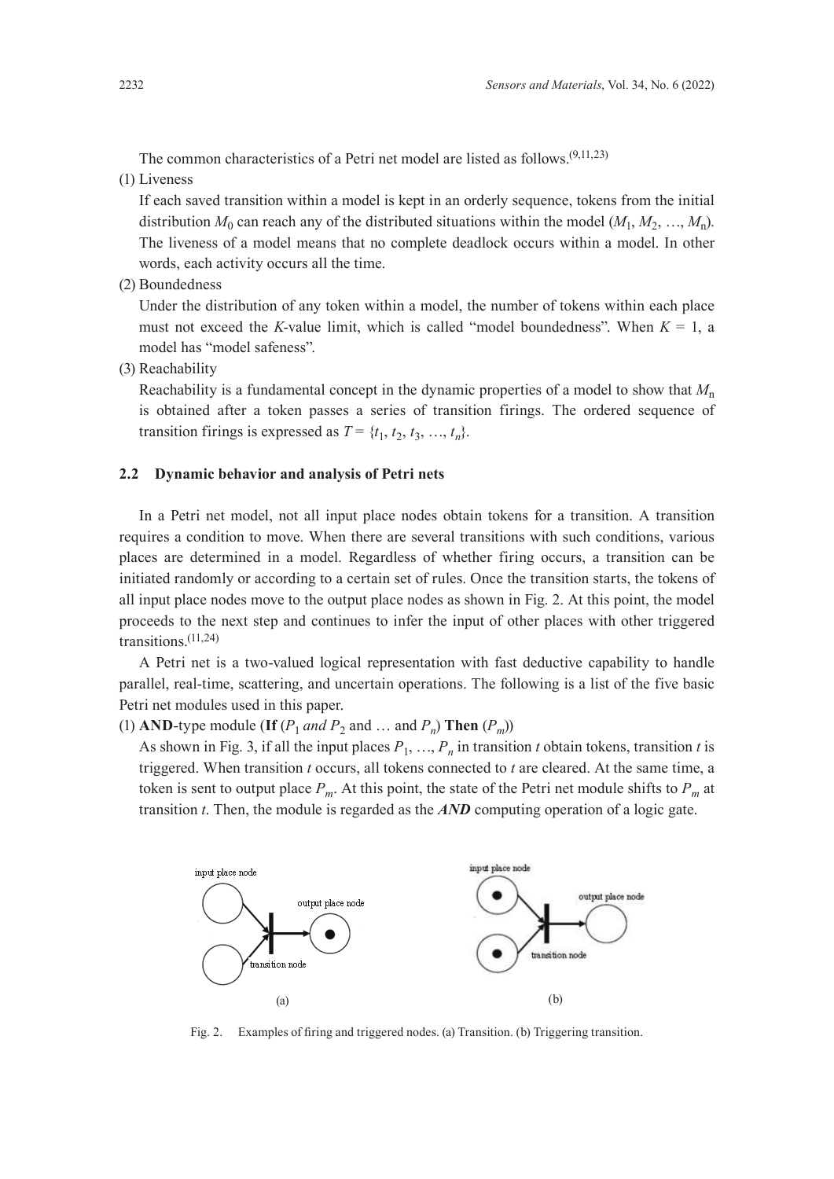The common characteristics of a Petri net model are listed as follows.[9,11,23]

(1) Liveness

If each saved transition within a model is kept in an orderly sequence, tokens from the initial distribution $M_0$ can reach any of the distributed situations within the model ($M_1$, $M_2$, …, $M_n$). The liveness of a model means that no complete deadlock occurs within a model. In other words, each activity occurs all the time.

(2) Boundedness

Under the distribution of any token within a model, the number of tokens within each place must not exceed the $K$-value limit, which is called "model boundedness". When $K = 1$, a model has "model safeness".

(3) Reachability

Reachability is a fundamental concept in the dynamic properties of a model to show that $M_n$ is obtained after a token passes a series of transition firings. The ordered sequence of transition firings is expressed as $T = \{t_1, t_2, t_3, \ldots, t_n\}$.

### 2.2 Dynamic behavior and analysis of Petri nets

In a Petri net model, not all input place nodes obtain tokens for a transition. A transition requires a condition to move. When there are several transitions with such conditions, various places are determined in a model. Regardless of whether firing occurs, a transition can be initiated randomly or according to a certain set of rules. Once the transition starts, the tokens of all input place nodes move to the output place nodes as shown in Fig. 2. At this point, the model proceeds to the next step and continues to infer the input of other places with other triggered transitions.[11,24]

A Petri net is a two-valued logical representation with fast deductive capability to handle parallel, real-time, scattering, and uncertain operations. The following is a list of the five basic Petri net modules used in this paper.

(1) **AND**-type module (**If** ($P_1$ *and* $P_2$ and … and $P_n$) **Then** ($P_m$))

As shown in Fig. 3, if all the input places $P_1$, …, $P_n$ in transition $t$ obtain tokens, transition $t$ is triggered. When transition $t$ occurs, all tokens connected to $t$ are cleared. At the same time, a token is sent to output place $P_m$. At this point, the state of the Petri net module shifts to $P_m$ at transition $t$. Then, the module is regarded as the ***AND*** computing operation of a logic gate.

Fig. 2. Examples of firing and triggered nodes. (a) Transition. (b) Triggering transition.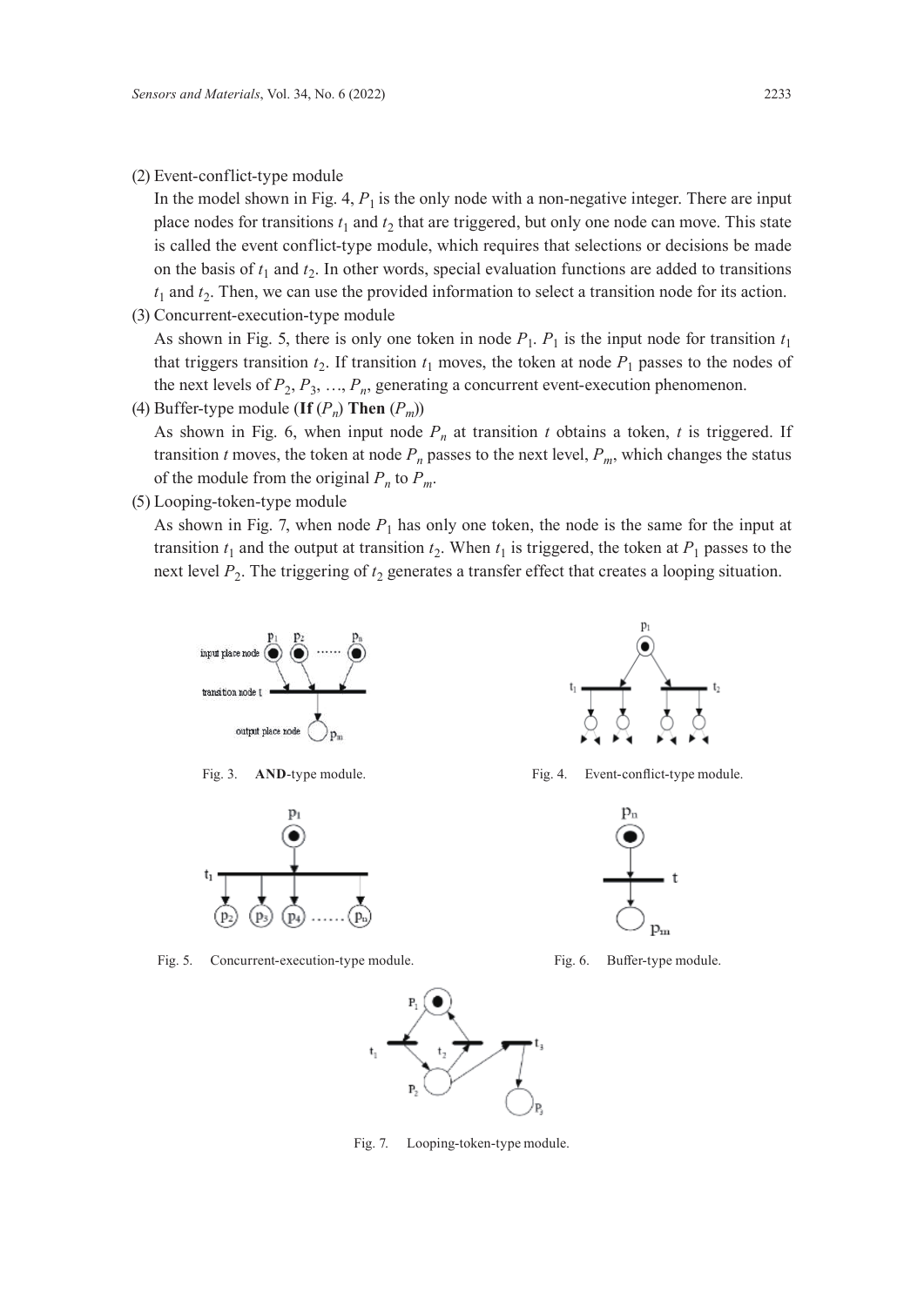(2) Event-conflict-type module

In the model shown in Fig. 4, $P_1$ is the only node with a non-negative integer. There are input place nodes for transitions $t_1$ and $t_2$ that are triggered, but only one node can move. This state is called the event conflict-type module, which requires that selections or decisions be made on the basis of $t_1$ and $t_2$. In other words, special evaluation functions are added to transitions $t_1$ and $t_2$. Then, we can use the provided information to select a transition node for its action.

(3) Concurrent-execution-type module

As shown in Fig. 5, there is only one token in node $P_1$. $P_1$ is the input node for transition $t_1$ that triggers transition $t_2$. If transition $t_1$ moves, the token at node $P_1$ passes to the nodes of the next levels of $P_2$, $P_3$, …, $P_n$, generating a concurrent event-execution phenomenon.

(4) Buffer-type module (**If** ($P_n$) **Then** ($P_m$))

As shown in Fig. 6, when input node $P_n$ at transition $t$ obtains a token, $t$ is triggered. If transition $t$ moves, the token at node $P_n$ passes to the next level, $P_m$, which changes the status of the module from the original $P_n$ to $P_m$.

(5) Looping-token-type module

As shown in Fig. 7, when node $P_1$ has only one token, the node is the same for the input at transition $t_1$ and the output at transition $t_2$. When $t_1$ is triggered, the token at $P_1$ passes to the next level $P_2$. The triggering of $t_2$ generates a transfer effect that creates a looping situation.

Fig. 3. **AND**-type module.

Fig. 4. Event-conflict-type module.

Fig. 5. Concurrent-execution-type module.

Fig. 6. Buffer-type module.

Fig. 7. Looping-token-type module.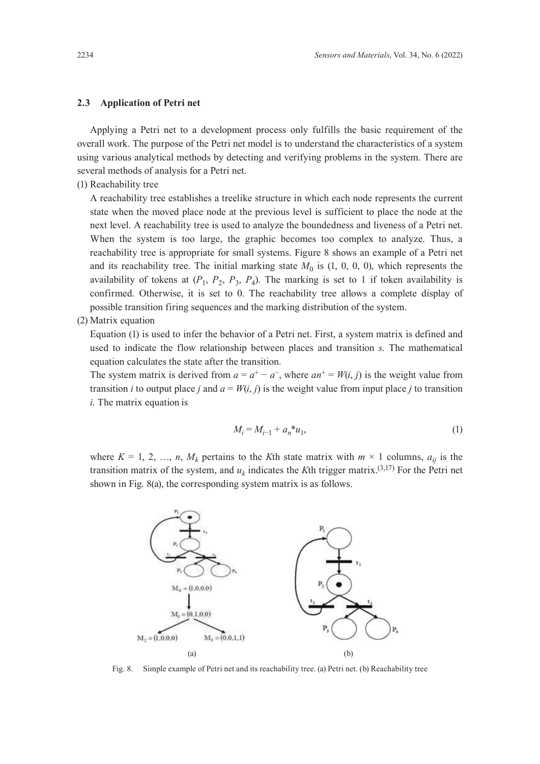### 2.3 Application of Petri net

Applying a Petri net to a development process only fulfills the basic requirement of the overall work. The purpose of the Petri net model is to understand the characteristics of a system using various analytical methods by detecting and verifying problems in the system. There are several methods of analysis for a Petri net.

(1) Reachability tree

A reachability tree establishes a treelike structure in which each node represents the current state when the moved place node at the previous level is sufficient to place the node at the next level. A reachability tree is used to analyze the boundedness and liveness of a Petri net. When the system is too large, the graphic becomes too complex to analyze. Thus, a reachability tree is appropriate for small systems. Figure 8 shows an example of a Petri net and its reachability tree. The initial marking state $M_0$ is (1, 0, 0, 0), which represents the availability of tokens at ($P_1$, $P_2$, $P_3$, $P_4$). The marking is set to 1 if token availability is confirmed. Otherwise, it is set to 0. The reachability tree allows a complete display of possible transition firing sequences and the marking distribution of the system.

(2) Matrix equation

Equation (1) is used to infer the behavior of a Petri net. First, a system matrix is defined and used to indicate the flow relationship between places and transition *s*. The mathematical equation calculates the state after the transition.

The system matrix is derived from $a = a^+ - a^-$, where $an^+ = W(i, j)$ is the weight value from transition *i* to output place *j* and $a = W(i, j)$ is the weight value from input place *j* to transition *i*. The matrix equation is

$$M_i = M_{i-1} + a_n * u_1, \tag{1}$$

where $K = 1, 2, \ldots, n$, $M_k$ pertains to the *K*th state matrix with $m \times 1$ columns, $a_{ij}$ is the transition matrix of the system, and $u_k$ indicates the *K*th trigger matrix.[3,17] For the Petri net shown in Fig. 8(a), the corresponding system matrix is as follows.

Fig. 8. Simple example of Petri net and its reachability tree. (a) Petri net. (b) Reachability tree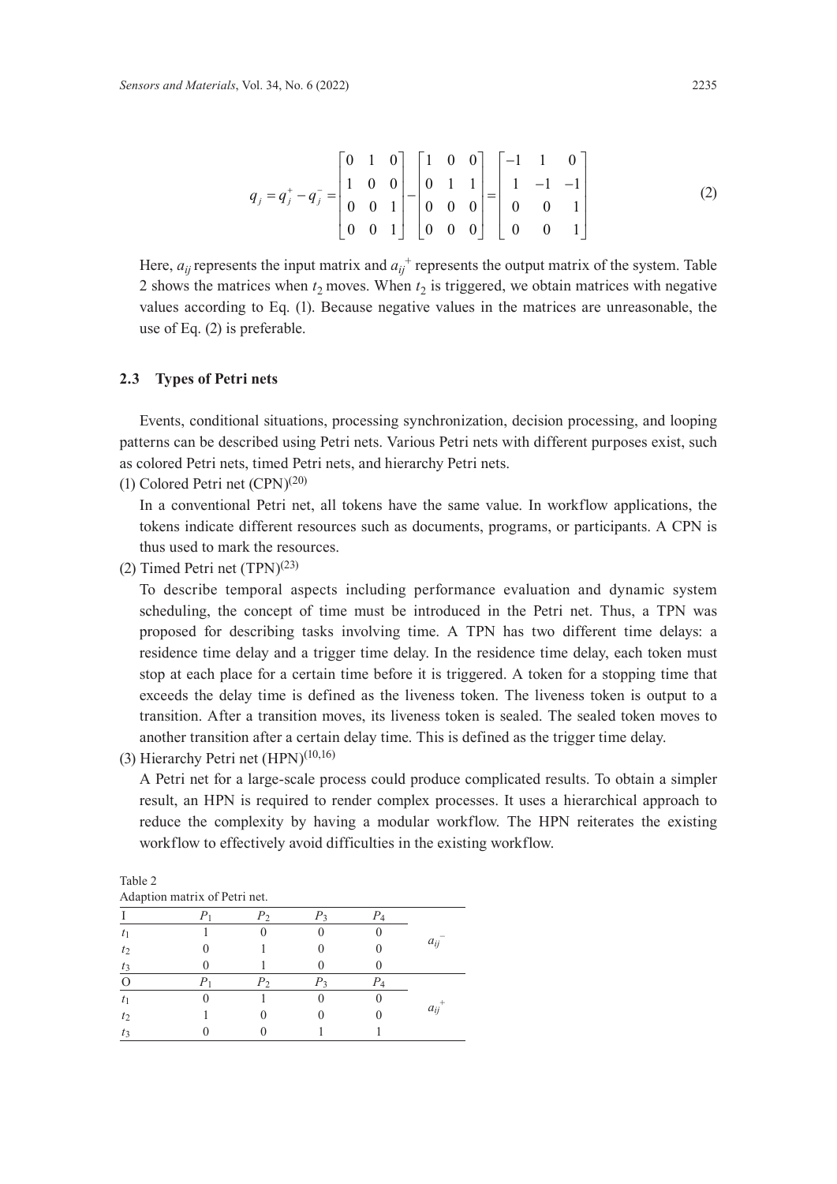$$q_j = q_j^+ - q_j^- = \begin{bmatrix} 0 & 1 & 0 \\ 1 & 0 & 0 \\ 0 & 0 & 1 \\ 0 & 0 & 1 \end{bmatrix} - \begin{bmatrix} 1 & 0 & 0 \\ 0 & 1 & 1 \\ 0 & 0 & 0 \\ 0 & 0 & 0 \end{bmatrix} = \begin{bmatrix} -1 & 1 & 0 \\ 1 & -1 & -1 \\ 0 & 0 & 1 \\ 0 & 0 & 1 \end{bmatrix} \tag{2}$$

Here, $a_{ij}$ represents the input matrix and $a_{ij}^+$ represents the output matrix of the system. Table 2 shows the matrices when $t_2$ moves. When $t_2$ is triggered, we obtain matrices with negative values according to Eq. (1). Because negative values in the matrices are unreasonable, the use of Eq. (2) is preferable.

### 2.3 Types of Petri nets

Events, conditional situations, processing synchronization, decision processing, and looping patterns can be described using Petri nets. Various Petri nets with different purposes exist, such as colored Petri nets, timed Petri nets, and hierarchy Petri nets.

(1) Colored Petri net (CPN)[20]

In a conventional Petri net, all tokens have the same value. In workflow applications, the tokens indicate different resources such as documents, programs, or participants. A CPN is thus used to mark the resources.

(2) Timed Petri net (TPN)[23]

To describe temporal aspects including performance evaluation and dynamic system scheduling, the concept of time must be introduced in the Petri net. Thus, a TPN was proposed for describing tasks involving time. A TPN has two different time delays: a residence time delay and a trigger time delay. In the residence time delay, each token must stop at each place for a certain time before it is triggered. A token for a stopping time that exceeds the delay time is defined as the liveness token. The liveness token is output to a transition. After a transition moves, its liveness token is sealed. The sealed token moves to another transition after a certain delay time. This is defined as the trigger time delay.

(3) Hierarchy Petri net (HPN)[10,16]

A Petri net for a large-scale process could produce complicated results. To obtain a simpler result, an HPN is required to render complex processes. It uses a hierarchical approach to reduce the complexity by having a modular workflow. The HPN reiterates the existing workflow to effectively avoid difficulties in the existing workflow.

Table 2
Adaption matrix of Petri net.

| I | $P_1$ | $P_2$ | $P_3$ | $P_4$ | |
|---|---|---|---|---|---|
| $t_1$ | 1 | 0 | 0 | 0 | |
| $t_2$ | 0 | 1 | 0 | 0 | $a_{ij}^-$ |
| $t_3$ | 0 | 1 | 0 | 0 | |
| O | $P_1$ | $P_2$ | $P_3$ | $P_4$ | |
| $t_1$ | 0 | 1 | 0 | 0 | |
| $t_2$ | 1 | 0 | 0 | 0 | $a_{ij}^+$ |
| $t_3$ | 0 | 0 | 1 | 1 | |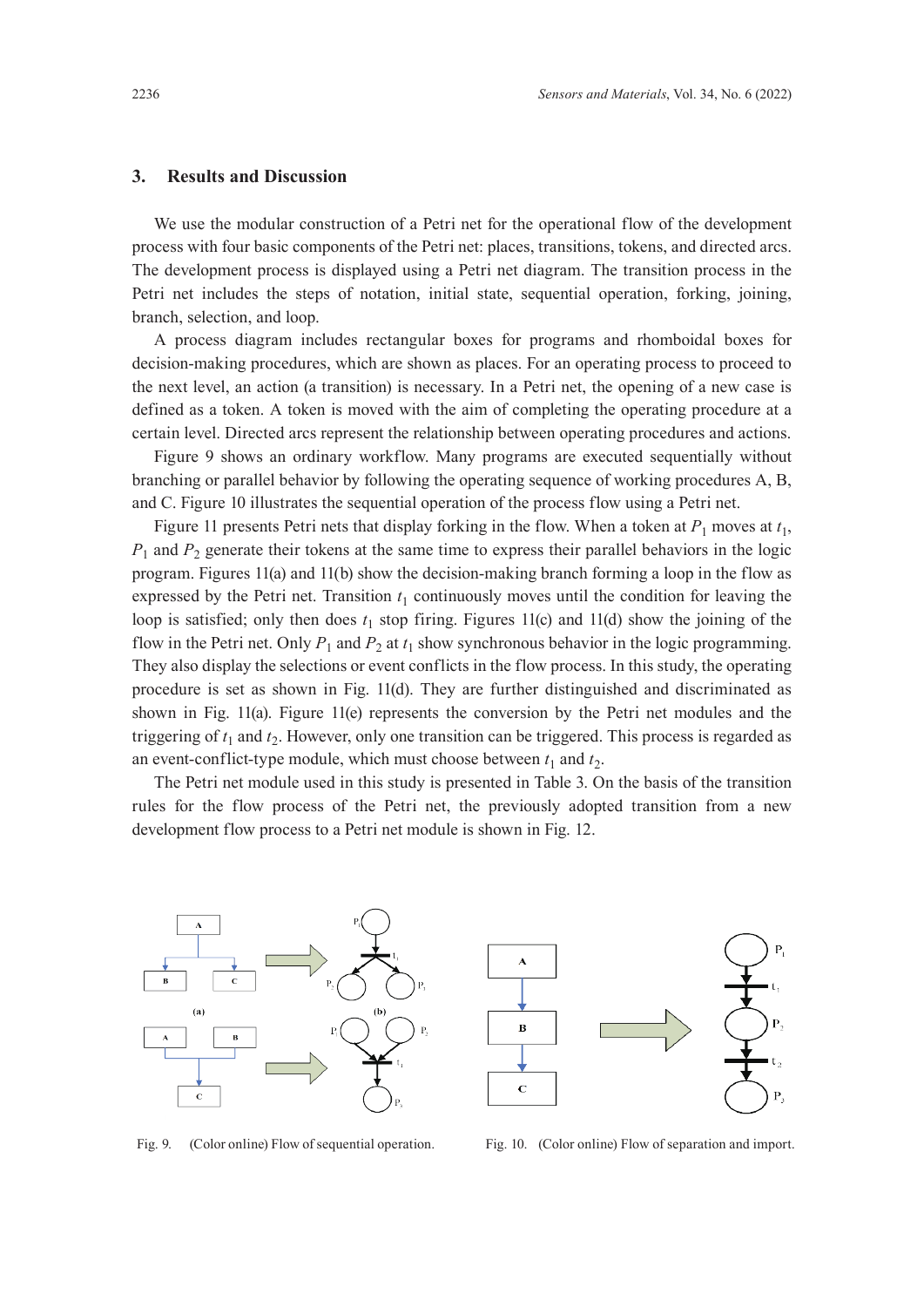## 3. Results and Discussion

We use the modular construction of a Petri net for the operational flow of the development process with four basic components of the Petri net: places, transitions, tokens, and directed arcs. The development process is displayed using a Petri net diagram. The transition process in the Petri net includes the steps of notation, initial state, sequential operation, forking, joining, branch, selection, and loop.

A process diagram includes rectangular boxes for programs and rhomboidal boxes for decision-making procedures, which are shown as places. For an operating process to proceed to the next level, an action (a transition) is necessary. In a Petri net, the opening of a new case is defined as a token. A token is moved with the aim of completing the operating procedure at a certain level. Directed arcs represent the relationship between operating procedures and actions.

Figure 9 shows an ordinary workflow. Many programs are executed sequentially without branching or parallel behavior by following the operating sequence of working procedures A, B, and C. Figure 10 illustrates the sequential operation of the process flow using a Petri net.

Figure 11 presents Petri nets that display forking in the flow. When a token at $P_1$ moves at $t_1$, $P_1$ and $P_2$ generate their tokens at the same time to express their parallel behaviors in the logic program. Figures 11(a) and 11(b) show the decision-making branch forming a loop in the flow as expressed by the Petri net. Transition $t_1$ continuously moves until the condition for leaving the loop is satisfied; only then does $t_1$ stop firing. Figures 11(c) and 11(d) show the joining of the flow in the Petri net. Only $P_1$ and $P_2$ at $t_1$ show synchronous behavior in the logic programming. They also display the selections or event conflicts in the flow process. In this study, the operating procedure is set as shown in Fig. 11(d). They are further distinguished and discriminated as shown in Fig. 11(a). Figure 11(e) represents the conversion by the Petri net modules and the triggering of $t_1$ and $t_2$. However, only one transition can be triggered. This process is regarded as an event-conflict-type module, which must choose between $t_1$ and $t_2$.

The Petri net module used in this study is presented in Table 3. On the basis of the transition rules for the flow process of the Petri net, the previously adopted transition from a new development flow process to a Petri net module is shown in Fig. 12.

Fig. 9. (Color online) Flow of sequential operation.

Fig. 10. (Color online) Flow of separation and import.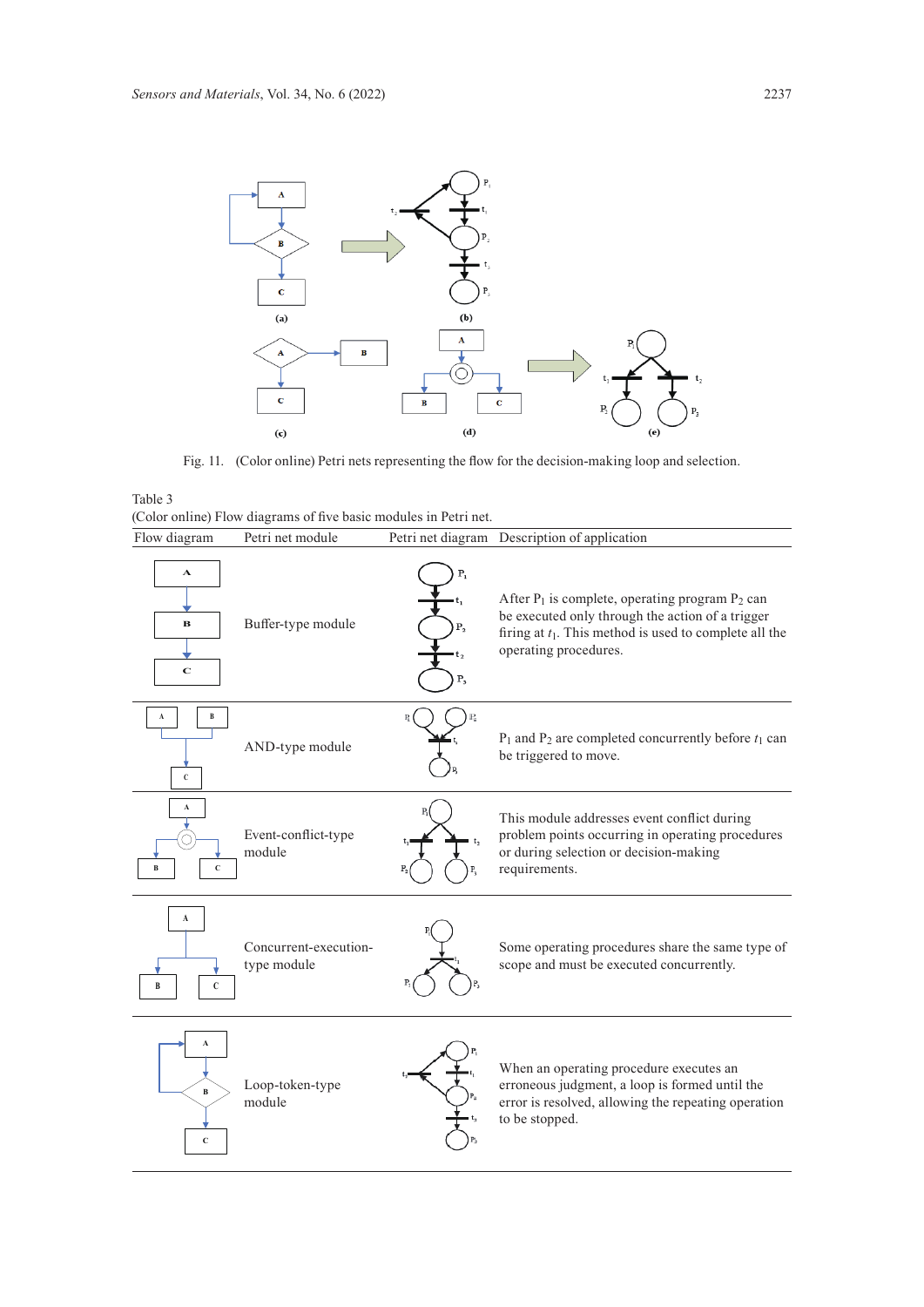Fig. 11. (Color online) Petri nets representing the flow for the decision-making loop and selection.

Table 3
(Color online) Flow diagrams of five basic modules in Petri net.

| Flow diagram | Petri net module | Petri net diagram | Description of application |
|---|---|---|---|
| | Buffer-type module | | After $P_1$ is complete, operating program $P_2$ can be executed only through the action of a trigger firing at $t_1$. This method is used to complete all the operating procedures. |
| | AND-type module | | $P_1$ and $P_2$ are completed concurrently before $t_1$ can be triggered to move. |
| | Event-conflict-type module | | This module addresses event conflict during problem points occurring in operating procedures or during selection or decision-making requirements. |
| | Concurrent-execution-type module | | Some operating procedures share the same type of scope and must be executed concurrently. |
| | Loop-token-type module | | When an operating procedure executes an erroneous judgment, a loop is formed until the error is resolved, allowing the repeating operation to be stopped. |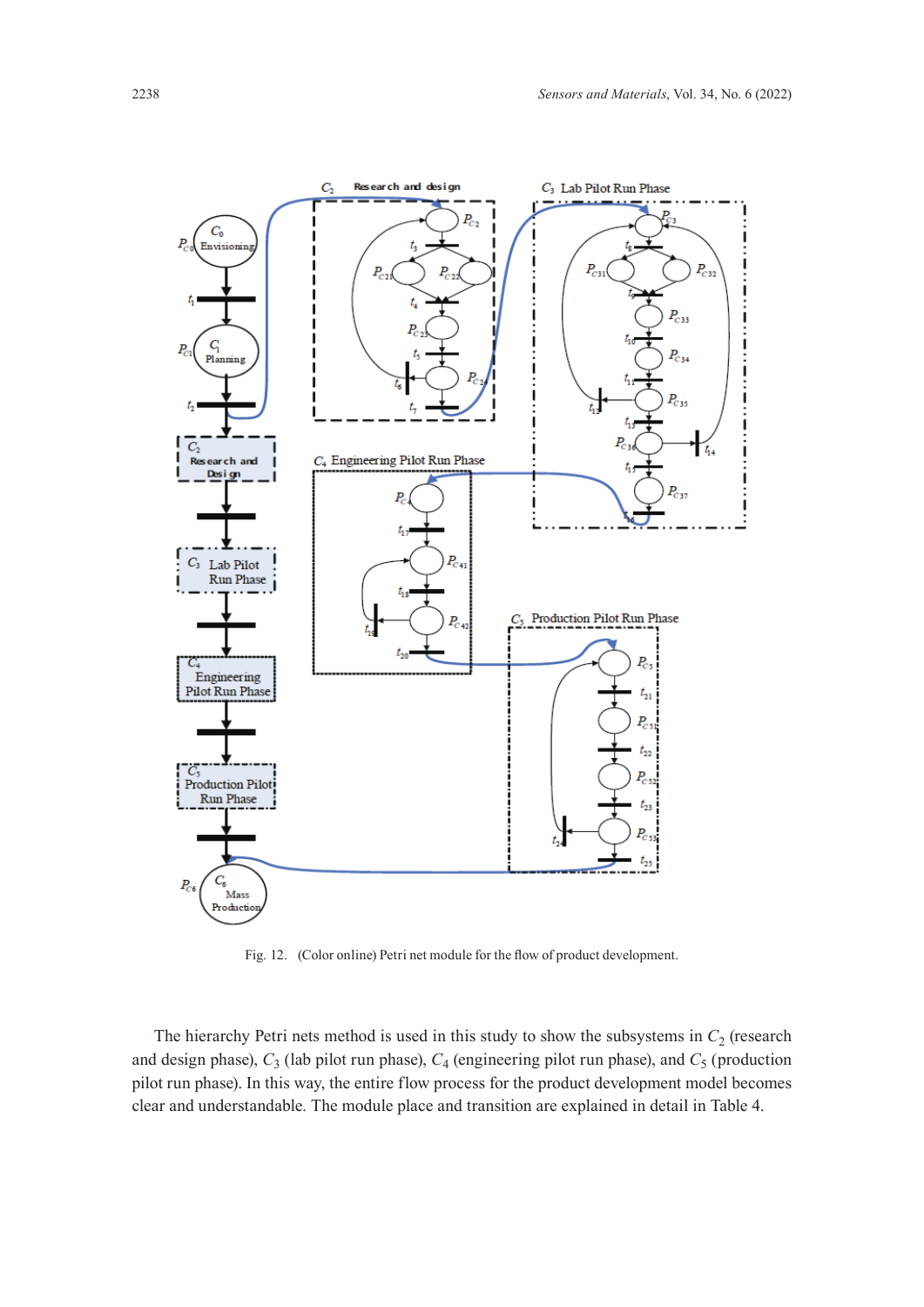Fig. 12. (Color online) Petri net module for the flow of product development.

The hierarchy Petri nets method is used in this study to show the subsystems in $C_2$ (research and design phase), $C_3$ (lab pilot run phase), $C_4$ (engineering pilot run phase), and $C_5$ (production pilot run phase). In this way, the entire flow process for the product development model becomes clear and understandable. The module place and transition are explained in detail in Table 4.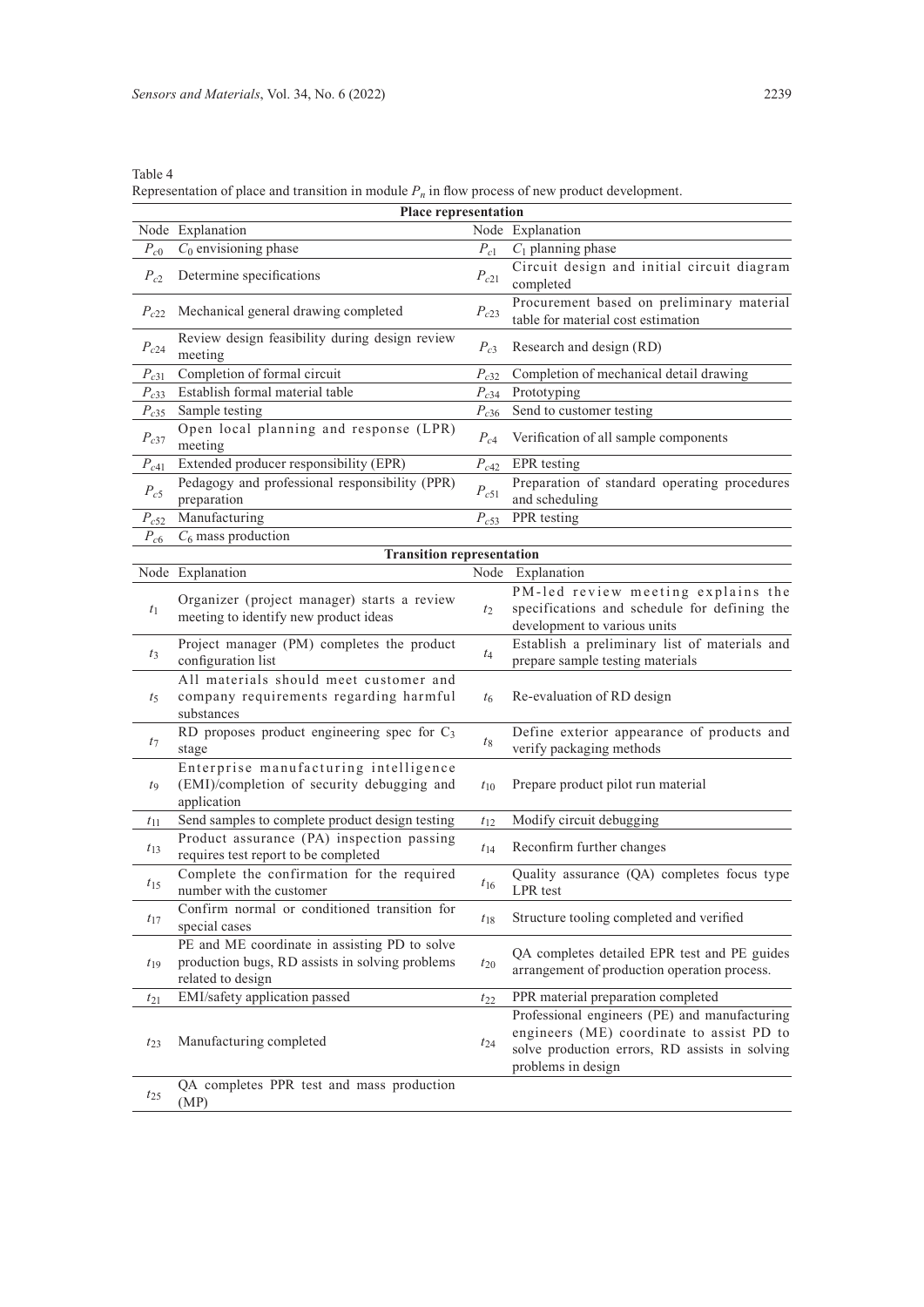Table 4
Representation of place and transition in module $P_n$ in flow process of new product development.

| **Place representation** | | | |
|---|---|---|---|
| Node | Explanation | Node | Explanation |
| $P_{c0}$ | $C_0$ envisioning phase | $P_{c1}$ | $C_1$ planning phase |
| $P_{c2}$ | Determine specifications | $P_{c21}$ | Circuit design and initial circuit diagram completed |
| $P_{c22}$ | Mechanical general drawing completed | $P_{c23}$ | Procurement based on preliminary material table for material cost estimation |
| $P_{c24}$ | Review design feasibility during design review meeting | $P_{c3}$ | Research and design (RD) |
| $P_{c31}$ | Completion of formal circuit | $P_{c32}$ | Completion of mechanical detail drawing |
| $P_{c33}$ | Establish formal material table | $P_{c34}$ | Prototyping |
| $P_{c35}$ | Sample testing | $P_{c36}$ | Send to customer testing |
| $P_{c37}$ | Open local planning and response (LPR) meeting | $P_{c4}$ | Verification of all sample components |
| $P_{c41}$ | Extended producer responsibility (EPR) | $P_{c42}$ | EPR testing |
| $P_{c5}$ | Pedagogy and professional responsibility (PPR) preparation | $P_{c51}$ | Preparation of standard operating procedures and scheduling |
| $P_{c52}$ | Manufacturing | $P_{c53}$ | PPR testing |
| $P_{c6}$ | $C_6$ mass production | | |
| **Transition representation** | | | |
| Node | Explanation | Node | Explanation |
| $t_1$ | Organizer (project manager) starts a review meeting to identify new product ideas | $t_2$ | PM-led review meeting explains the specifications and schedule for defining the development to various units |
| $t_3$ | Project manager (PM) completes the product configuration list | $t_4$ | Establish a preliminary list of materials and prepare sample testing materials |
| $t_5$ | All materials should meet customer and company requirements regarding harmful substances | $t_6$ | Re-evaluation of RD design |
| $t_7$ | RD proposes product engineering spec for $C_3$ stage | $t_8$ | Define exterior appearance of products and verify packaging methods |
| $t_9$ | Enterprise manufacturing intelligence (EMI)/completion of security debugging and application | $t_{10}$ | Prepare product pilot run material |
| $t_{11}$ | Send samples to complete product design testing | $t_{12}$ | Modify circuit debugging |
| $t_{13}$ | Product assurance (PA) inspection passing requires test report to be completed | $t_{14}$ | Reconfirm further changes |
| $t_{15}$ | Complete the confirmation for the required number with the customer | $t_{16}$ | Quality assurance (QA) completes focus type LPR test |
| $t_{17}$ | Confirm normal or conditioned transition for special cases | $t_{18}$ | Structure tooling completed and verified |
| $t_{19}$ | PE and ME coordinate in assisting PD to solve production bugs, RD assists in solving problems related to design | $t_{20}$ | QA completes detailed EPR test and PE guides arrangement of production operation process. |
| $t_{21}$ | EMI/safety application passed | $t_{22}$ | PPR material preparation completed |
| $t_{23}$ | Manufacturing completed | $t_{24}$ | Professional engineers (PE) and manufacturing engineers (ME) coordinate to assist PD to solve production errors, RD assists in solving problems in design |
| $t_{25}$ | QA completes PPR test and mass production (MP) | | |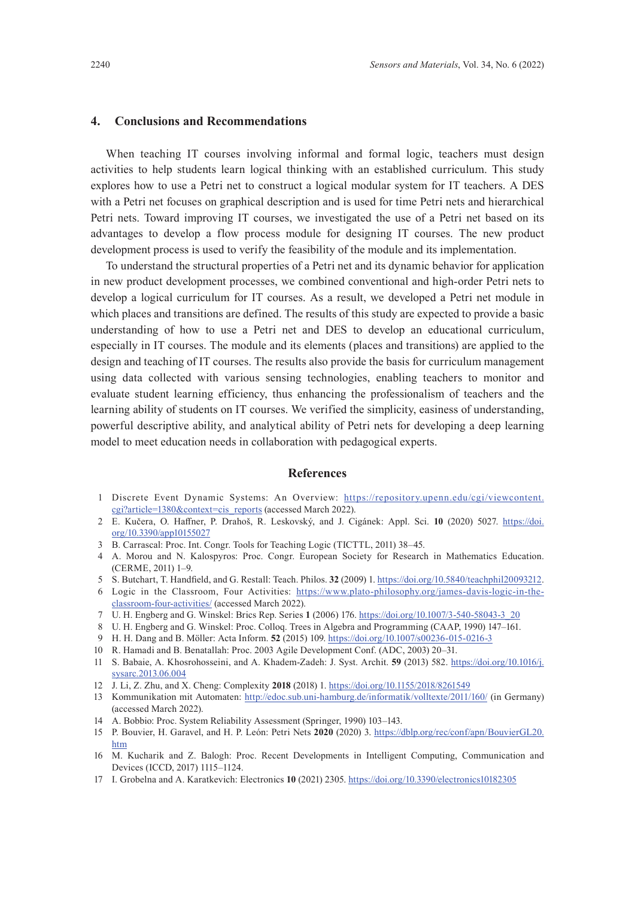## 4. Conclusions and Recommendations

When teaching IT courses involving informal and formal logic, teachers must design activities to help students learn logical thinking with an established curriculum. This study explores how to use a Petri net to construct a logical modular system for IT teachers. A DES with a Petri net focuses on graphical description and is used for time Petri nets and hierarchical Petri nets. Toward improving IT courses, we investigated the use of a Petri net based on its advantages to develop a flow process module for designing IT courses. The new product development process is used to verify the feasibility of the module and its implementation.

To understand the structural properties of a Petri net and its dynamic behavior for application in new product development processes, we combined conventional and high-order Petri nets to develop a logical curriculum for IT courses. As a result, we developed a Petri net module in which places and transitions are defined. The results of this study are expected to provide a basic understanding of how to use a Petri net and DES to develop an educational curriculum, especially in IT courses. The module and its elements (places and transitions) are applied to the design and teaching of IT courses. The results also provide the basis for curriculum management using data collected with various sensing technologies, enabling teachers to monitor and evaluate student learning efficiency, thus enhancing the professionalism of teachers and the learning ability of students on IT courses. We verified the simplicity, easiness of understanding, powerful descriptive ability, and analytical ability of Petri nets for developing a deep learning model to meet education needs in collaboration with pedagogical experts.

## References

1. Discrete Event Dynamic Systems: An Overview: https://repository.upenn.edu/cgi/viewcontent.cgi?article=1380&context=cis_reports (accessed March 2022).
2. E. Kučera, O. Haffner, P. Drahoš, R. Leskovský, and J. Cigánek: Appl. Sci. **10** (2020) 5027. https://doi.org/10.3390/app10155027
3. B. Carrascal: Proc. Int. Congr. Tools for Teaching Logic (TICTTL, 2011) 38–45.
4. A. Morou and N. Kalospyros: Proc. Congr. European Society for Research in Mathematics Education. (CERME, 2011) 1–9.
5. S. Butchart, T. Handfield, and G. Restall: Teach. Philos. **32** (2009) 1. https://doi.org/10.5840/teachphil20093212.
6. Logic in the Classroom, Four Activities: https://www.plato-philosophy.org/james-davis-logic-in-the-classroom-four-activities/ (accessed March 2022).
7. U. H. Engberg and G. Winskel: Brics Rep. Series **1** (2006) 176. https://doi.org/10.1007/3-540-58043-3_20
8. U. H. Engberg and G. Winskel: Proc. Colloq. Trees in Algebra and Programming (CAAP, 1990) 147–161.
9. H. H. Dang and B. Möller: Acta Inform. **52** (2015) 109. https://doi.org/10.1007/s00236-015-0216-3
10. R. Hamadi and B. Benatallah: Proc. 2003 Agile Development Conf. (ADC, 2003) 20–31.
11. S. Babaie, A. Khosrohosseini, and A. Khadem-Zadeh: J. Syst. Archit. **59** (2013) 582. https://doi.org/10.1016/j.sysarc.2013.06.004
12. J. Li, Z. Zhu, and X. Cheng: Complexity **2018** (2018) 1. https://doi.org/10.1155/2018/8261549
13. Kommunikation mit Automaten: http://edoc.sub.uni-hamburg.de/informatik/volltexte/2011/160/ (in Germany) (accessed March 2022).
14. A. Bobbio: Proc. System Reliability Assessment (Springer, 1990) 103–143.
15. P. Bouvier, H. Garavel, and H. P. León: Petri Nets **2020** (2020) 3. https://dblp.org/rec/conf/apn/BouvierGL20.htm
16. M. Kucharik and Z. Balogh: Proc. Recent Developments in Intelligent Computing, Communication and Devices (ICCD, 2017) 1115–1124.
17. I. Grobelna and A. Karatkevich: Electronics **10** (2021) 2305. https://doi.org/10.3390/electronics10182305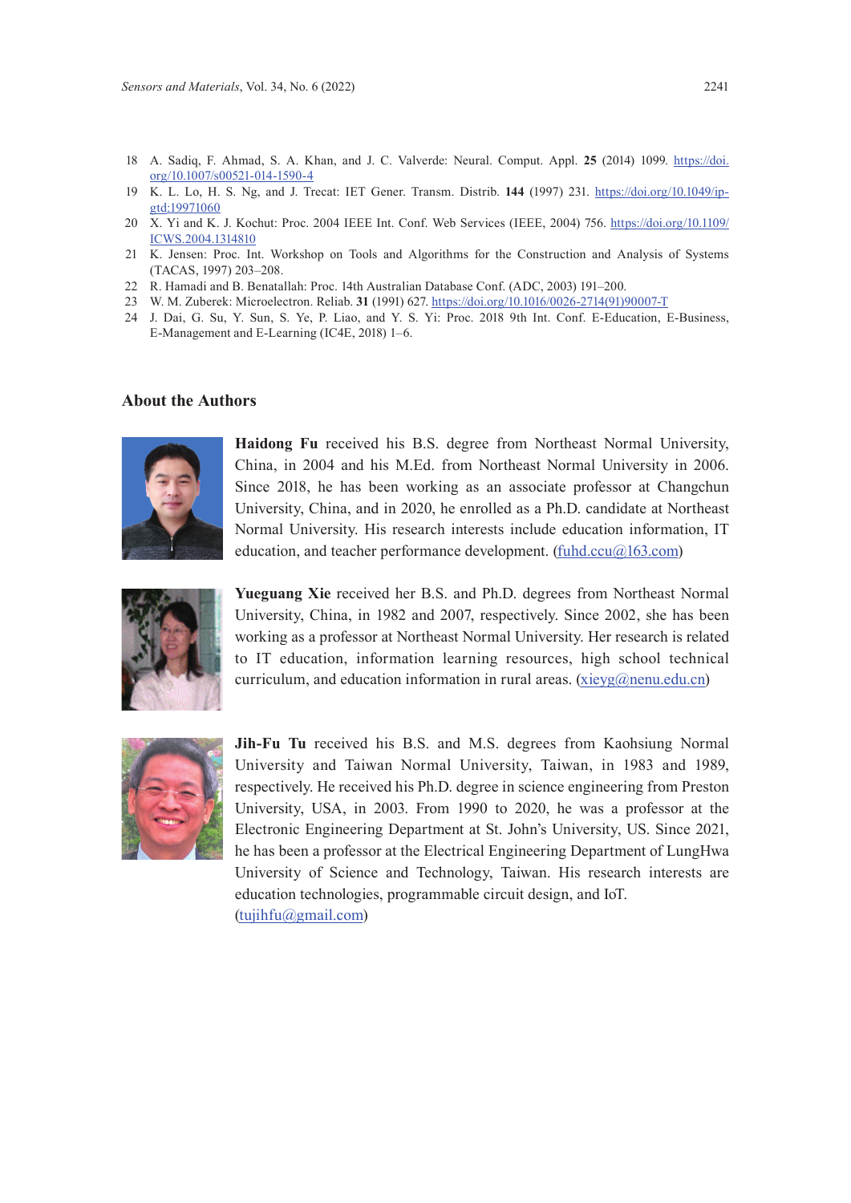18 A. Sadiq, F. Ahmad, S. A. Khan, and J. C. Valverde: Neural. Comput. Appl. **25** (2014) 1099. https://doi.org/10.1007/s00521-014-1590-4

19 K. L. Lo, H. S. Ng, and J. Trecat: IET Gener. Transm. Distrib. **144** (1997) 231. https://doi.org/10.1049/ip-gtd:19971060

20 X. Yi and K. J. Kochut: Proc. 2004 IEEE Int. Conf. Web Services (IEEE, 2004) 756. https://doi.org/10.1109/ICWS.2004.1314810

21 K. Jensen: Proc. Int. Workshop on Tools and Algorithms for the Construction and Analysis of Systems (TACAS, 1997) 203–208.

22 R. Hamadi and B. Benatallah: Proc. 14th Australian Database Conf. (ADC, 2003) 191–200.

23 W. M. Zuberek: Microelectron. Reliab. **31** (1991) 627. https://doi.org/10.1016/0026-2714(91)90007-T

24 J. Dai, G. Su, Y. Sun, S. Ye, P. Liao, and Y. S. Yi: Proc. 2018 9th Int. Conf. E-Education, E-Business, E-Management and E-Learning (IC4E, 2018) 1–6.

## About the Authors

**Haidong Fu** received his B.S. degree from Northeast Normal University, China, in 2004 and his M.Ed. from Northeast Normal University in 2006. Since 2018, he has been working as an associate professor at Changchun University, China, and in 2020, he enrolled as a Ph.D. candidate at Northeast Normal University. His research interests include education information, IT education, and teacher performance development. (fuhd.ccu@163.com)

**Yueguang Xie** received her B.S. and Ph.D. degrees from Northeast Normal University, China, in 1982 and 2007, respectively. Since 2002, she has been working as a professor at Northeast Normal University. Her research is related to IT education, information learning resources, high school technical curriculum, and education information in rural areas. (xieyg@nenu.edu.cn)

**Jih-Fu Tu** received his B.S. and M.S. degrees from Kaohsiung Normal University and Taiwan Normal University, Taiwan, in 1983 and 1989, respectively. He received his Ph.D. degree in science engineering from Preston University, USA, in 2003. From 1990 to 2020, he was a professor at the Electronic Engineering Department at St. John's University, US. Since 2021, he has been a professor at the Electrical Engineering Department of LungHwa University of Science and Technology, Taiwan. His research interests are education technologies, programmable circuit design, and IoT. (tujihfu@gmail.com)